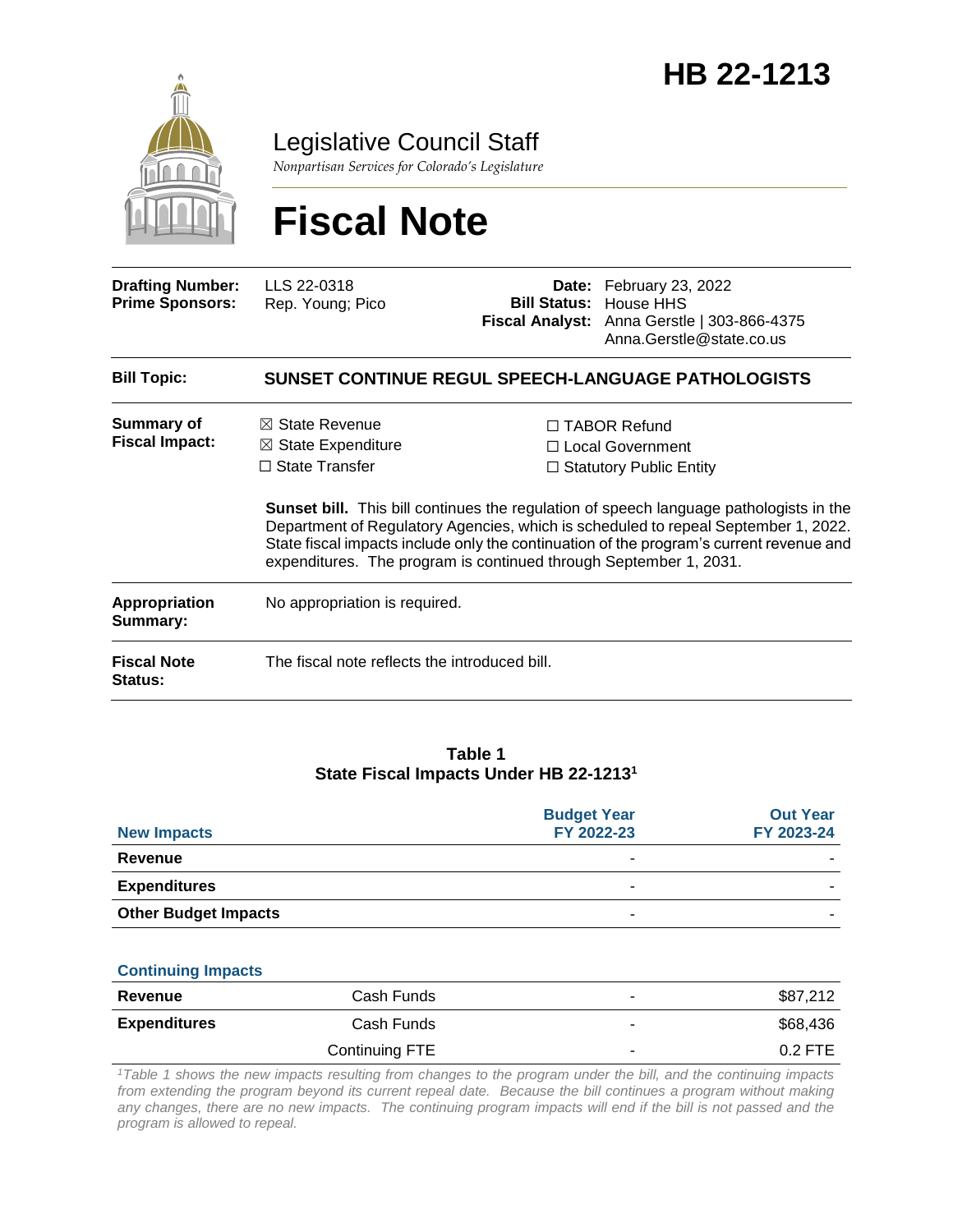# HB 22-1213

Legislative Council Staff

*Nonpartisan Services for Colorado's Legislature*

# Fiscal Note

| | | | |
|---|---|---|---|
| **Drafting Number:** | LLS 22-0318 | **Date:** | February 23, 2022 |
| **Prime Sponsors:** | Rep. Young; Pico | **Bill Status:** | House HHS |
| | | **Fiscal Analyst:** | Anna Gerstle \| 303-866-4375 Anna.Gerstle@state.co.us |

**Bill Topic:** **SUNSET CONTINUE REGUL SPEECH-LANGUAGE PATHOLOGISTS**

**Summary of Fiscal Impact:**

☒ State Revenue
☒ State Expenditure
☐ State Transfer
☐ TABOR Refund
☐ Local Government
☐ Statutory Public Entity

**Sunset bill.** This bill continues the regulation of speech language pathologists in the Department of Regulatory Agencies, which is scheduled to repeal September 1, 2022. State fiscal impacts include only the continuation of the program's current revenue and expenditures. The program is continued through September 1, 2031.

**Appropriation Summary:** No appropriation is required.

**Fiscal Note Status:** The fiscal note reflects the introduced bill.

**Table 1**
**State Fiscal Impacts Under HB 22-1213[1]**

| New Impacts | | Budget Year FY 2022-23 | Out Year FY 2023-24 |
|---|---|---|---|
| **Revenue** | | - | - |
| **Expenditures** | | - | - |
| **Other Budget Impacts** | | - | - |
| **Continuing Impacts** | | | |
| **Revenue** | Cash Funds | - | $87,212 |
| **Expenditures** | Cash Funds | - | $68,436 |
| | Continuing FTE | - | 0.2 FTE |

*[1]Table 1 shows the new impacts resulting from changes to the program under the bill, and the continuing impacts from extending the program beyond its current repeal date. Because the bill continues a program without making any changes, there are no new impacts. The continuing program impacts will end if the bill is not passed and the program is allowed to repeal.*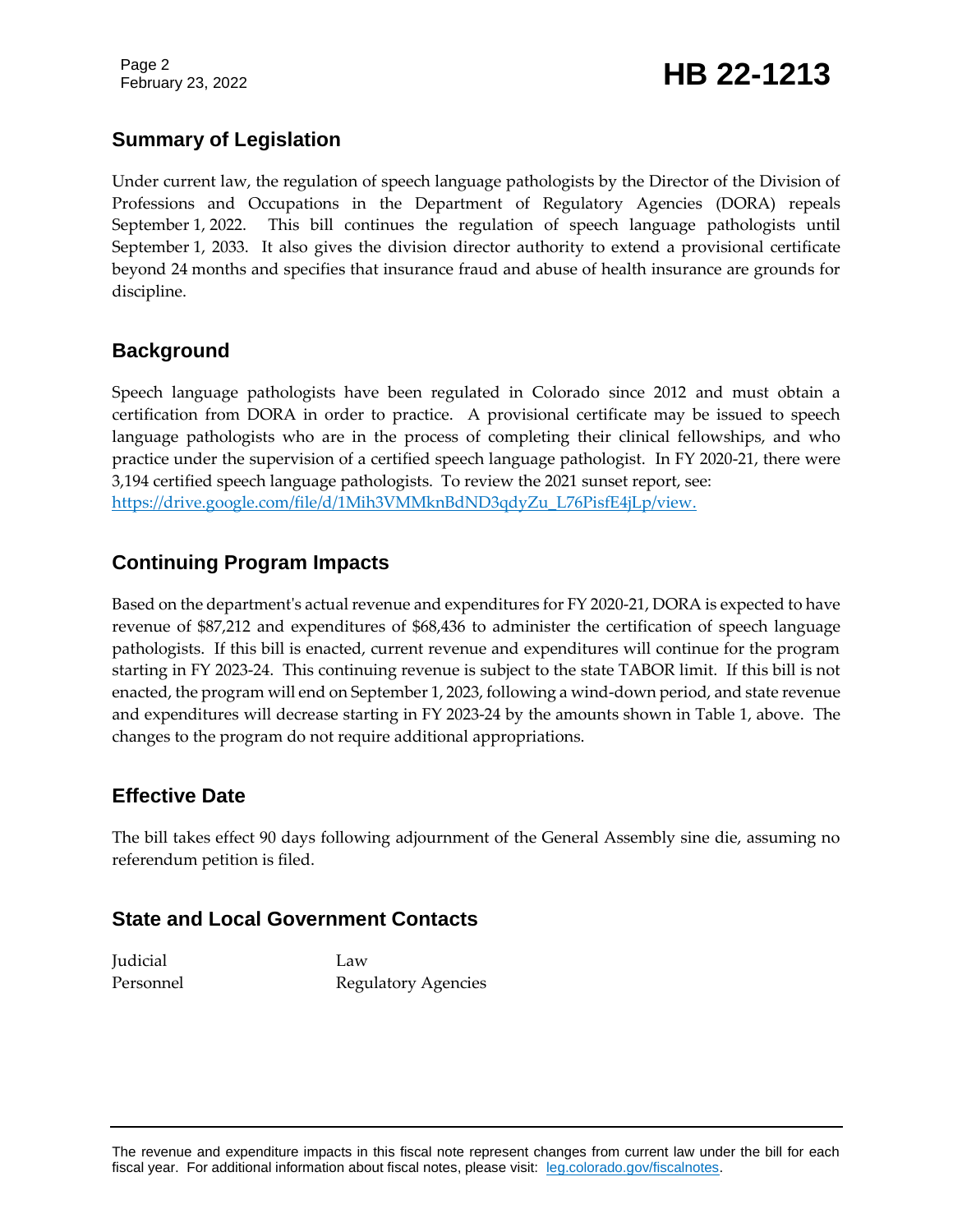## Summary of Legislation

Under current law, the regulation of speech language pathologists by the Director of the Division of Professions and Occupations in the Department of Regulatory Agencies (DORA) repeals September 1, 2022. This bill continues the regulation of speech language pathologists until September 1, 2033. It also gives the division director authority to extend a provisional certificate beyond 24 months and specifies that insurance fraud and abuse of health insurance are grounds for discipline.

## Background

Speech language pathologists have been regulated in Colorado since 2012 and must obtain a certification from DORA in order to practice. A provisional certificate may be issued to speech language pathologists who are in the process of completing their clinical fellowships, and who practice under the supervision of a certified speech language pathologist. In FY 2020-21, there were 3,194 certified speech language pathologists. To review the 2021 sunset report, see: https://drive.google.com/file/d/1Mih3VMMknBdND3qdyZu_L76PisfE4jLp/view.

## Continuing Program Impacts

Based on the department's actual revenue and expenditures for FY 2020-21, DORA is expected to have revenue of $87,212 and expenditures of $68,436 to administer the certification of speech language pathologists. If this bill is enacted, current revenue and expenditures will continue for the program starting in FY 2023-24. This continuing revenue is subject to the state TABOR limit. If this bill is not enacted, the program will end on September 1, 2023, following a wind-down period, and state revenue and expenditures will decrease starting in FY 2023-24 by the amounts shown in Table 1, above. The changes to the program do not require additional appropriations.

## Effective Date

The bill takes effect 90 days following adjournment of the General Assembly sine die, assuming no referendum petition is filed.

## State and Local Government Contacts

| | |
|---|---|
| Judicial | Law |
| Personnel | Regulatory Agencies |

The revenue and expenditure impacts in this fiscal note represent changes from current law under the bill for each fiscal year. For additional information about fiscal notes, please visit: leg.colorado.gov/fiscalnotes.